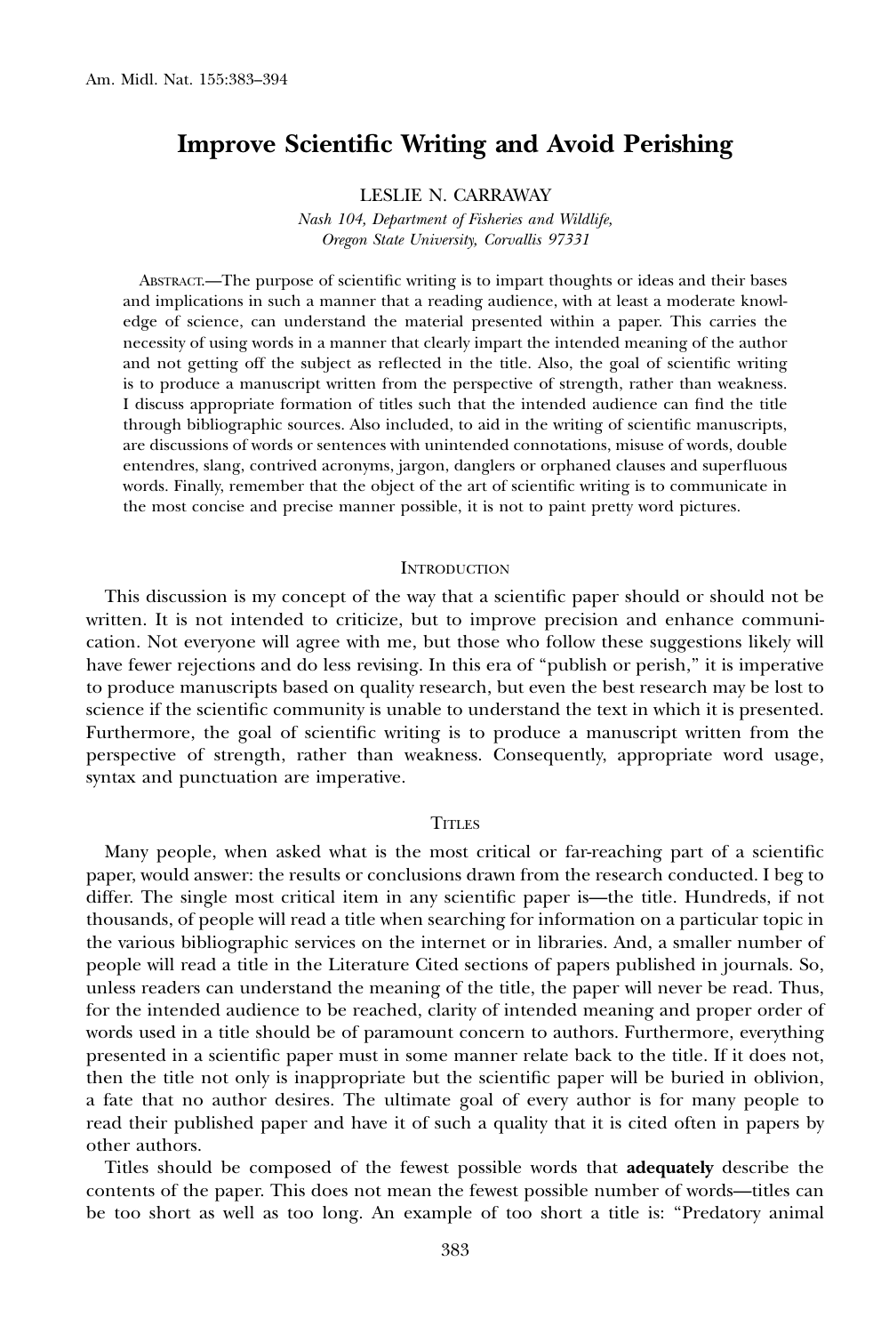# Improve Scientific Writing and Avoid Perishing

LESLIE N. CARRAWAY

*Nash 104, Department of Fisheries and Wildlife, Oregon State University, Corvallis 97331*

ABSTRACT.—The purpose of scientific writing is to impart thoughts or ideas and their bases and implications in such a manner that a reading audience, with at least a moderate knowledge of science, can understand the material presented within a paper. This carries the necessity of using words in a manner that clearly impart the intended meaning of the author and not getting off the subject as reflected in the title. Also, the goal of scientific writing is to produce a manuscript written from the perspective of strength, rather than weakness. I discuss appropriate formation of titles such that the intended audience can find the title through bibliographic sources. Also included, to aid in the writing of scientific manuscripts, are discussions of words or sentences with unintended connotations, misuse of words, double entendres, slang, contrived acronyms, jargon, danglers or orphaned clauses and superfluous words. Finally, remember that the object of the art of scientific writing is to communicate in the most concise and precise manner possible, it is not to paint pretty word pictures.

## INTRODUCTION

This discussion is my concept of the way that a scientific paper should or should not be written. It is not intended to criticize, but to improve precision and enhance communication. Not everyone will agree with me, but those who follow these suggestions likely will have fewer rejections and do less revising. In this era of "publish or perish," it is imperative to produce manuscripts based on quality research, but even the best research may be lost to science if the scientific community is unable to understand the text in which it is presented. Furthermore, the goal of scientific writing is to produce a manuscript written from the perspective of strength, rather than weakness. Consequently, appropriate word usage, syntax and punctuation are imperative.

## TITLES

Many people, when asked what is the most critical or far-reaching part of a scientific paper, would answer: the results or conclusions drawn from the research conducted. I beg to differ. The single most critical item in any scientific paper is—the title. Hundreds, if not thousands, of people will read a title when searching for information on a particular topic in the various bibliographic services on the internet or in libraries. And, a smaller number of people will read a title in the Literature Cited sections of papers published in journals. So, unless readers can understand the meaning of the title, the paper will never be read. Thus, for the intended audience to be reached, clarity of intended meaning and proper order of words used in a title should be of paramount concern to authors. Furthermore, everything presented in a scientific paper must in some manner relate back to the title. If it does not, then the title not only is inappropriate but the scientific paper will be buried in oblivion, a fate that no author desires. The ultimate goal of every author is for many people to read their published paper and have it of such a quality that it is cited often in papers by other authors.

Titles should be composed of the fewest possible words that **adequately** describe the contents of the paper. This does not mean the fewest possible number of words—titles can be too short as well as too long. An example of too short a title is: "Predatory animal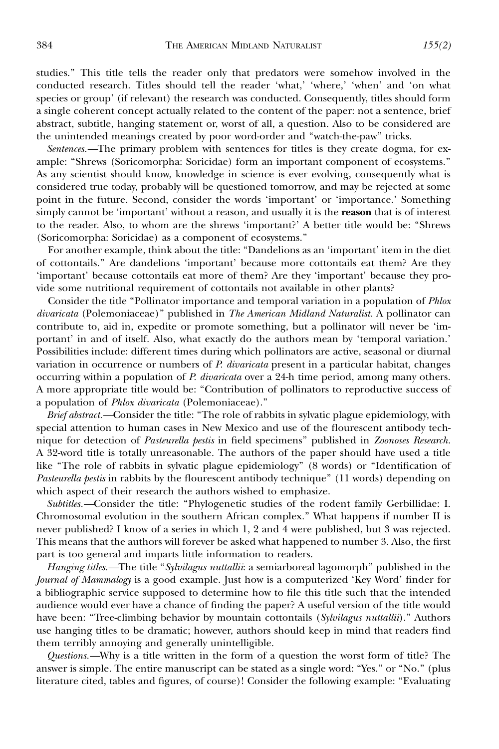studies." This title tells the reader only that predators were somehow involved in the conducted research. Titles should tell the reader 'what,' 'where,' 'when' and 'on what species or group' (if relevant) the research was conducted. Consequently, titles should form a single coherent concept actually related to the content of the paper: not a sentence, brief abstract, subtitle, hanging statement or, worst of all, a question. Also to be considered are the unintended meanings created by poor word-order and "watch-the-paw" tricks.

*Sentences.*—The primary problem with sentences for titles is they create dogma, for example: "Shrews (Soricomorpha: Soricidae) form an important component of ecosystems." As any scientist should know, knowledge in science is ever evolving, consequently what is considered true today, probably will be questioned tomorrow, and may be rejected at some point in the future. Second, consider the words 'important' or 'importance.' Something simply cannot be 'important' without a reason, and usually it is the **reason** that is of interest to the reader. Also, to whom are the shrews 'important?' A better title would be: "Shrews (Soricomorpha: Soricidae) as a component of ecosystems."

For another example, think about the title: "Dandelions as an 'important' item in the diet of cottontails." Are dandelions 'important' because more cottontails eat them? Are they 'important' because cottontails eat more of them? Are they 'important' because they provide some nutritional requirement of cottontails not available in other plants?

Consider the title "Pollinator importance and temporal variation in a population of *Phlox divaricata* (Polemoniaceae)" published in *The American Midland Naturalist.* A pollinator can contribute to, aid in, expedite or promote something, but a pollinator will never be 'important' in and of itself. Also, what exactly do the authors mean by 'temporal variation.' Possibilities include: different times during which pollinators are active, seasonal or diurnal variation in occurrence or numbers of *P. divaricata* present in a particular habitat, changes occurring within a population of *P. divaricata* over a 24-h time period, among many others. A more appropriate title would be: "Contribution of pollinators to reproductive success of a population of *Phlox divaricata* (Polemoniaceae)."

*Brief abstract.*—Consider the title: "The role of rabbits in sylvatic plague epidemiology, with special attention to human cases in New Mexico and use of the flourescent antibody technique for detection of *Pasteurella pestis* in field specimens" published in *Zoonoses Research.* A 32-word title is totally unreasonable. The authors of the paper should have used a title like "The role of rabbits in sylvatic plague epidemiology" (8 words) or "Identification of *Pasteurella pestis* in rabbits by the flourescent antibody technique" (11 words) depending on which aspect of their research the authors wished to emphasize.

*Subtitles.*—Consider the title: "Phylogenetic studies of the rodent family Gerbillidae: I. Chromosomal evolution in the southern African complex." What happens if number II is never published? I know of a series in which 1, 2 and 4 were published, but 3 was rejected. This means that the authors will forever be asked what happened to number 3. Also, the first part is too general and imparts little information to readers.

*Hanging titles.*—The title "*Sylvilagus nuttallii*: a semiarboreal lagomorph" published in the *Journal of Mammalogy* is a good example. Just how is a computerized 'Key Word' finder for a bibliographic service supposed to determine how to file this title such that the intended audience would ever have a chance of finding the paper? A useful version of the title would have been: "Tree-climbing behavior by mountain cottontails (*Sylvilagus nuttallii*)." Authors use hanging titles to be dramatic; however, authors should keep in mind that readers find them terribly annoying and generally unintelligible.

*Questions.*—Why is a title written in the form of a question the worst form of title? The answer is simple. The entire manuscript can be stated as a single word: "Yes." or "No." (plus literature cited, tables and figures, of course)! Consider the following example: "Evaluating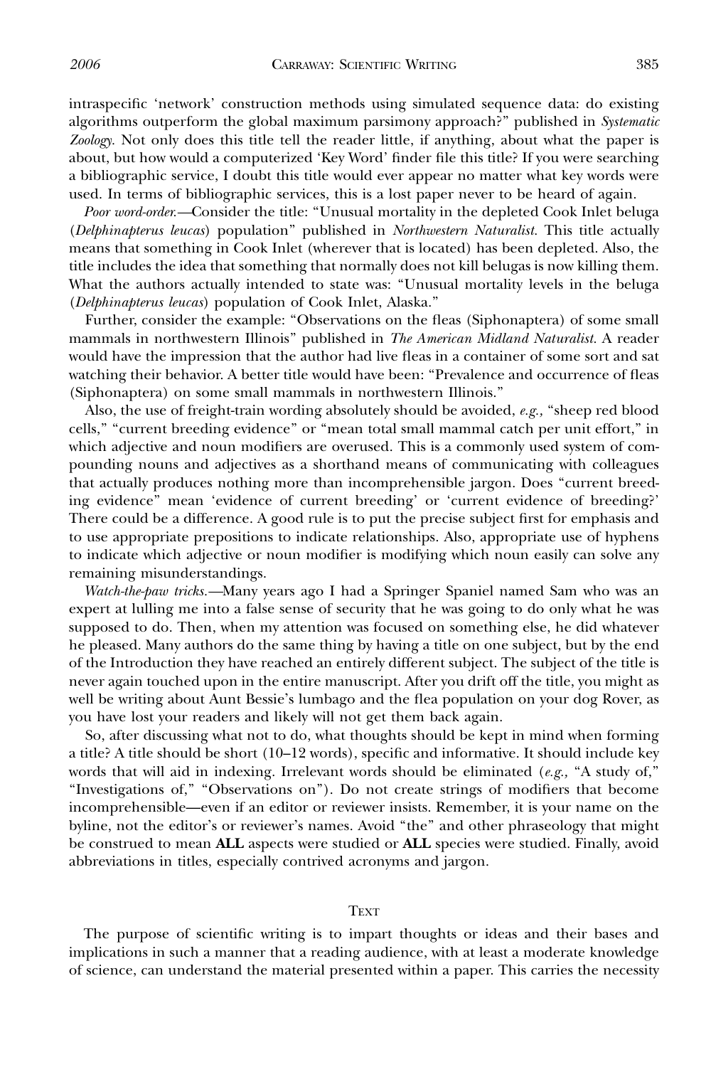intraspecific 'network' construction methods using simulated sequence data: do existing algorithms outperform the global maximum parsimony approach?" published in *Systematic Zoology*. Not only does this title tell the reader little, if anything, about what the paper is about, but how would a computerized 'Key Word' finder file this title? If you were searching a bibliographic service, I doubt this title would ever appear no matter what key words were used. In terms of bibliographic services, this is a lost paper never to be heard of again.

*Poor word-order.*—Consider the title: "Unusual mortality in the depleted Cook Inlet beluga (*Delphinapterus leucas*) population" published in *Northwestern Naturalist*. This title actually means that something in Cook Inlet (wherever that is located) has been depleted. Also, the title includes the idea that something that normally does not kill belugas is now killing them. What the authors actually intended to state was: "Unusual mortality levels in the beluga (*Delphinapterus leucas*) population of Cook Inlet, Alaska."

Further, consider the example: "Observations on the fleas (Siphonaptera) of some small mammals in northwestern Illinois" published in *The American Midland Naturalist*. A reader would have the impression that the author had live fleas in a container of some sort and sat watching their behavior. A better title would have been: "Prevalence and occurrence of fleas (Siphonaptera) on some small mammals in northwestern Illinois."

Also, the use of freight-train wording absolutely should be avoided, *e.g.,* "sheep red blood cells," "current breeding evidence" or "mean total small mammal catch per unit effort," in which adjective and noun modifiers are overused. This is a commonly used system of compounding nouns and adjectives as a shorthand means of communicating with colleagues that actually produces nothing more than incomprehensible jargon. Does "current breeding evidence" mean 'evidence of current breeding' or 'current evidence of breeding?' There could be a difference. A good rule is to put the precise subject first for emphasis and to use appropriate prepositions to indicate relationships. Also, appropriate use of hyphens to indicate which adjective or noun modifier is modifying which noun easily can solve any remaining misunderstandings.

*Watch-the-paw tricks.*—Many years ago I had a Springer Spaniel named Sam who was an expert at lulling me into a false sense of security that he was going to do only what he was supposed to do. Then, when my attention was focused on something else, he did whatever he pleased. Many authors do the same thing by having a title on one subject, but by the end of the Introduction they have reached an entirely different subject. The subject of the title is never again touched upon in the entire manuscript. After you drift off the title, you might as well be writing about Aunt Bessie's lumbago and the flea population on your dog Rover, as you have lost your readers and likely will not get them back again.

So, after discussing what not to do, what thoughts should be kept in mind when forming a title? A title should be short (10–12 words), specific and informative. It should include key words that will aid in indexing. Irrelevant words should be eliminated (*e.g.,* "A study of," "Investigations of," "Observations on"). Do not create strings of modifiers that become incomprehensible—even if an editor or reviewer insists. Remember, it is your name on the byline, not the editor's or reviewer's names. Avoid "the" and other phraseology that might be construed to mean **ALL** aspects were studied or **ALL** species were studied. Finally, avoid abbreviations in titles, especially contrived acronyms and jargon.

## Text

The purpose of scientific writing is to impart thoughts or ideas and their bases and implications in such a manner that a reading audience, with at least a moderate knowledge of science, can understand the material presented within a paper. This carries the necessity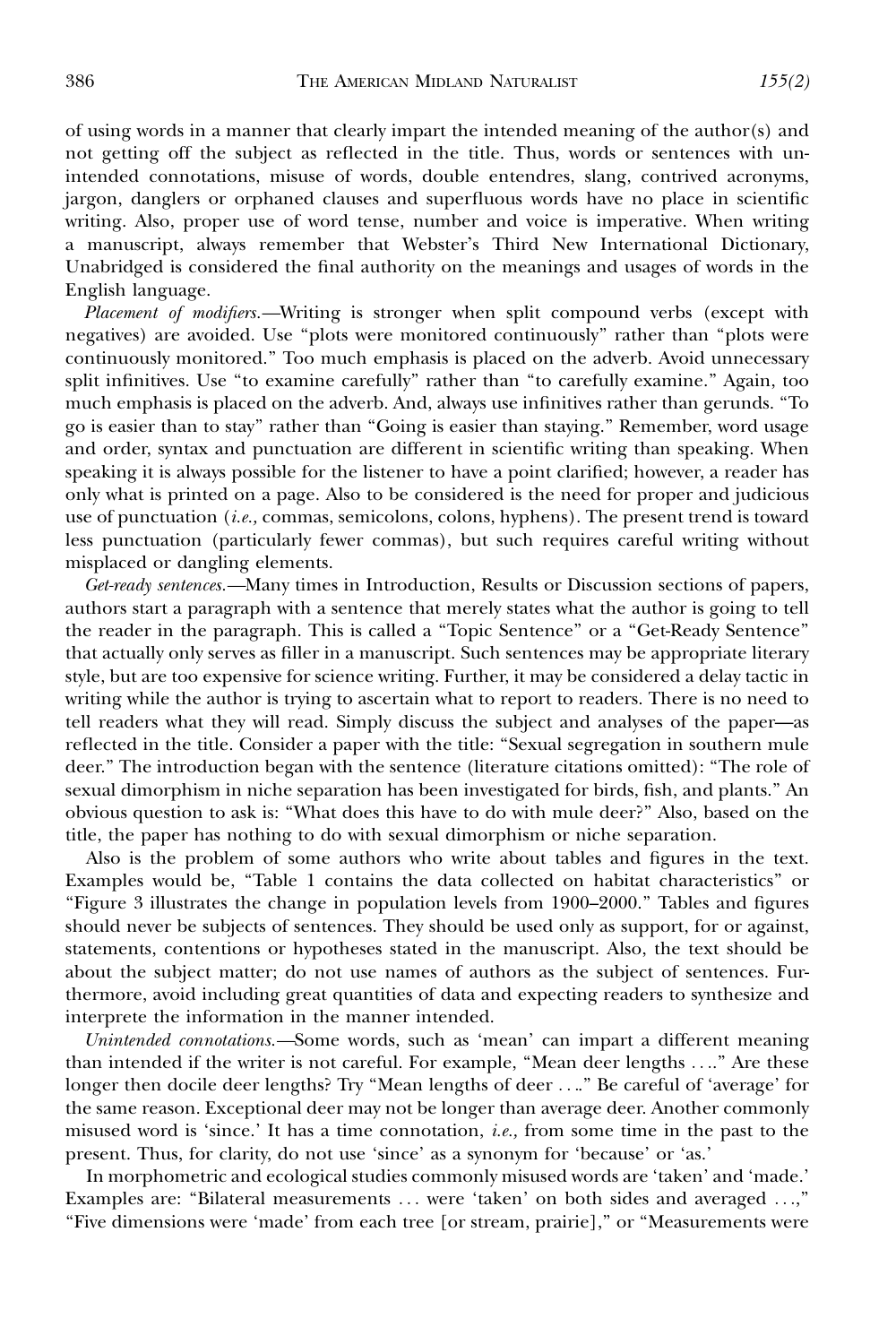of using words in a manner that clearly impart the intended meaning of the author(s) and not getting off the subject as reflected in the title. Thus, words or sentences with unintended connotations, misuse of words, double entendres, slang, contrived acronyms, jargon, danglers or orphaned clauses and superfluous words have no place in scientific writing. Also, proper use of word tense, number and voice is imperative. When writing a manuscript, always remember that Webster's Third New International Dictionary, Unabridged is considered the final authority on the meanings and usages of words in the English language.

*Placement of modifiers.*—Writing is stronger when split compound verbs (except with negatives) are avoided. Use "plots were monitored continuously" rather than "plots were continuously monitored." Too much emphasis is placed on the adverb. Avoid unnecessary split infinitives. Use "to examine carefully" rather than "to carefully examine." Again, too much emphasis is placed on the adverb. And, always use infinitives rather than gerunds. "To go is easier than to stay" rather than "Going is easier than staying." Remember, word usage and order, syntax and punctuation are different in scientific writing than speaking. When speaking it is always possible for the listener to have a point clarified; however, a reader has only what is printed on a page. Also to be considered is the need for proper and judicious use of punctuation (*i.e.,* commas, semicolons, colons, hyphens). The present trend is toward less punctuation (particularly fewer commas), but such requires careful writing without misplaced or dangling elements.

*Get-ready sentences.*—Many times in Introduction, Results or Discussion sections of papers, authors start a paragraph with a sentence that merely states what the author is going to tell the reader in the paragraph. This is called a "Topic Sentence" or a "Get-Ready Sentence" that actually only serves as filler in a manuscript. Such sentences may be appropriate literary style, but are too expensive for science writing. Further, it may be considered a delay tactic in writing while the author is trying to ascertain what to report to readers. There is no need to tell readers what they will read. Simply discuss the subject and analyses of the paper—as reflected in the title. Consider a paper with the title: "Sexual segregation in southern mule deer." The introduction began with the sentence (literature citations omitted): "The role of sexual dimorphism in niche separation has been investigated for birds, fish, and plants." An obvious question to ask is: "What does this have to do with mule deer?" Also, based on the title, the paper has nothing to do with sexual dimorphism or niche separation.

Also is the problem of some authors who write about tables and figures in the text. Examples would be, "Table 1 contains the data collected on habitat characteristics" or "Figure 3 illustrates the change in population levels from 1900–2000." Tables and figures should never be subjects of sentences. They should be used only as support, for or against, statements, contentions or hypotheses stated in the manuscript. Also, the text should be about the subject matter; do not use names of authors as the subject of sentences. Furthermore, avoid including great quantities of data and expecting readers to synthesize and interprete the information in the manner intended.

*Unintended connotations.*—Some words, such as 'mean' can impart a different meaning than intended if the writer is not careful. For example, "Mean deer lengths . . .." Are these longer then docile deer lengths? Try "Mean lengths of deer . . .." Be careful of 'average' for the same reason. Exceptional deer may not be longer than average deer. Another commonly misused word is 'since.' It has a time connotation, *i.e.,* from some time in the past to the present. Thus, for clarity, do not use 'since' as a synonym for 'because' or 'as.'

In morphometric and ecological studies commonly misused words are 'taken' and 'made.' Examples are: "Bilateral measurements . . . were 'taken' on both sides and averaged . . .," "Five dimensions were 'made' from each tree [or stream, prairie]," or "Measurements were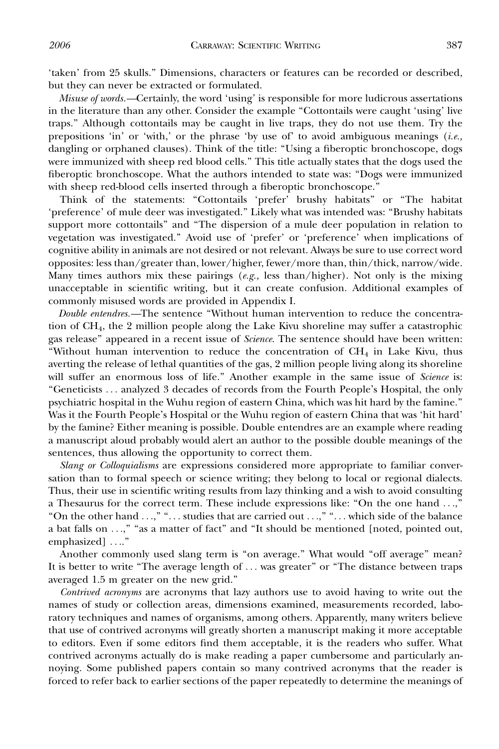'taken' from 25 skulls." Dimensions, characters or features can be recorded or described, but they can never be extracted or formulated.

*Misuse of words.*—Certainly, the word 'using' is responsible for more ludicrous assertations in the literature than any other. Consider the example "Cottontails were caught 'using' live traps." Although cottontails may be caught in live traps, they do not use them. Try the prepositions 'in' or 'with,' or the phrase 'by use of' to avoid ambiguous meanings (*i.e.,* dangling or orphaned clauses). Think of the title: "Using a fiberoptic bronchoscope, dogs were immunized with sheep red blood cells." This title actually states that the dogs used the fiberoptic bronchoscope. What the authors intended to state was: "Dogs were immunized with sheep red-blood cells inserted through a fiberoptic bronchoscope."

Think of the statements: "Cottontails 'prefer' brushy habitats" or "The habitat 'preference' of mule deer was investigated." Likely what was intended was: "Brushy habitats support more cottontails" and "The dispersion of a mule deer population in relation to vegetation was investigated." Avoid use of 'prefer' or 'preference' when implications of cognitive ability in animals are not desired or not relevant. Always be sure to use correct word opposites: less than/greater than, lower/higher, fewer/more than, thin/thick, narrow/wide. Many times authors mix these pairings (*e.g.,* less than/higher). Not only is the mixing unacceptable in scientific writing, but it can create confusion. Additional examples of commonly misused words are provided in Appendix I.

*Double entendres.*—The sentence "Without human intervention to reduce the concentration of $CH_4$, the 2 million people along the Lake Kivu shoreline may suffer a catastrophic gas release" appeared in a recent issue of *Science*. The sentence should have been written: "Without human intervention to reduce the concentration of $CH_4$ in Lake Kivu, thus averting the release of lethal quantities of the gas, 2 million people living along its shoreline will suffer an enormous loss of life." Another example in the same issue of *Science* is: "Geneticists … analyzed 3 decades of records from the Fourth People's Hospital, the only psychiatric hospital in the Wuhu region of eastern China, which was hit hard by the famine." Was it the Fourth People's Hospital or the Wuhu region of eastern China that was 'hit hard' by the famine? Either meaning is possible. Double entendres are an example where reading a manuscript aloud probably would alert an author to the possible double meanings of the sentences, thus allowing the opportunity to correct them.

*Slang or Colloquialisms* are expressions considered more appropriate to familiar conversation than to formal speech or science writing; they belong to local or regional dialects. Thus, their use in scientific writing results from lazy thinking and a wish to avoid consulting a Thesaurus for the correct term. These include expressions like: "On the one hand …," "On the other hand …," "… studies that are carried out …," "… which side of the balance a bat falls on …," "as a matter of fact" and "It should be mentioned [noted, pointed out, emphasized] …."

Another commonly used slang term is "on average." What would "off average" mean? It is better to write "The average length of … was greater" or "The distance between traps averaged 1.5 m greater on the new grid."

*Contrived acronyms* are acronyms that lazy authors use to avoid having to write out the names of study or collection areas, dimensions examined, measurements recorded, laboratory techniques and names of organisms, among others. Apparently, many writers believe that use of contrived acronyms will greatly shorten a manuscript making it more acceptable to editors. Even if some editors find them acceptable, it is the readers who suffer. What contrived acronyms actually do is make reading a paper cumbersome and particularly annoying. Some published papers contain so many contrived acronyms that the reader is forced to refer back to earlier sections of the paper repeatedly to determine the meanings of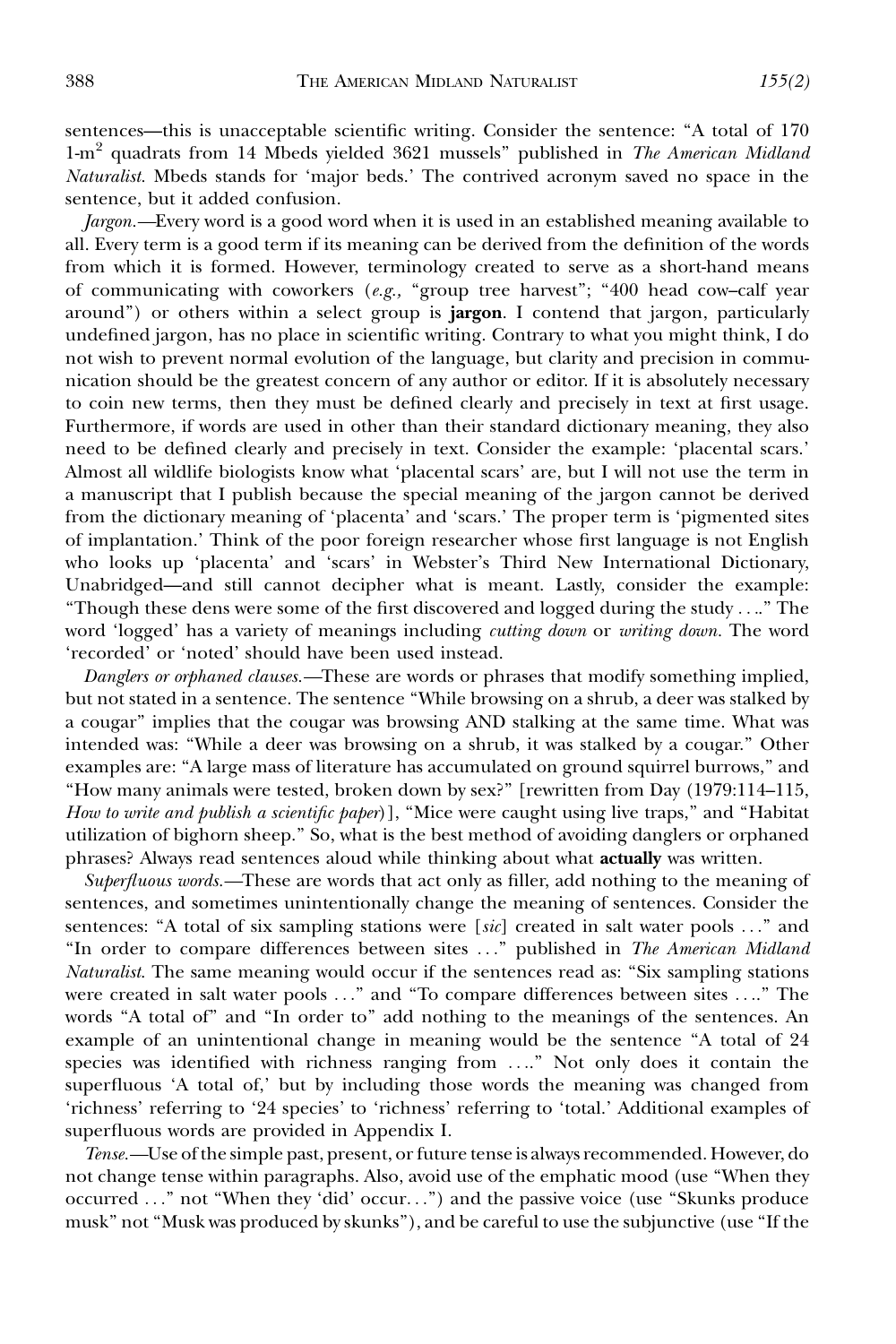sentences—this is unacceptable scientific writing. Consider the sentence: "A total of 170 1-m$^2$ quadrats from 14 Mbeds yielded 3621 mussels" published in *The American Midland Naturalist*. Mbeds stands for 'major beds.' The contrived acronym saved no space in the sentence, but it added confusion.

*Jargon.*—Every word is a good word when it is used in an established meaning available to all. Every term is a good term if its meaning can be derived from the definition of the words from which it is formed. However, terminology created to serve as a short-hand means of communicating with coworkers (*e.g.,* "group tree harvest"; "400 head cow–calf year around") or others within a select group is **jargon**. I contend that jargon, particularly undefined jargon, has no place in scientific writing. Contrary to what you might think, I do not wish to prevent normal evolution of the language, but clarity and precision in communication should be the greatest concern of any author or editor. If it is absolutely necessary to coin new terms, then they must be defined clearly and precisely in text at first usage. Furthermore, if words are used in other than their standard dictionary meaning, they also need to be defined clearly and precisely in text. Consider the example: 'placental scars.' Almost all wildlife biologists know what 'placental scars' are, but I will not use the term in a manuscript that I publish because the special meaning of the jargon cannot be derived from the dictionary meaning of 'placenta' and 'scars.' The proper term is 'pigmented sites of implantation.' Think of the poor foreign researcher whose first language is not English who looks up 'placenta' and 'scars' in Webster's Third New International Dictionary, Unabridged—and still cannot decipher what is meant. Lastly, consider the example: "Though these dens were some of the first discovered and logged during the study . . .." The word 'logged' has a variety of meanings including *cutting down* or *writing down*. The word 'recorded' or 'noted' should have been used instead.

*Danglers or orphaned clauses.*—These are words or phrases that modify something implied, but not stated in a sentence. The sentence "While browsing on a shrub, a deer was stalked by a cougar" implies that the cougar was browsing AND stalking at the same time. What was intended was: "While a deer was browsing on a shrub, it was stalked by a cougar." Other examples are: "A large mass of literature has accumulated on ground squirrel burrows," and "How many animals were tested, broken down by sex?" [rewritten from Day (1979:114–115, *How to write and publish a scientific paper*)], "Mice were caught using live traps," and "Habitat utilization of bighorn sheep." So, what is the best method of avoiding danglers or orphaned phrases? Always read sentences aloud while thinking about what **actually** was written.

*Superfluous words.*—These are words that act only as filler, add nothing to the meaning of sentences, and sometimes unintentionally change the meaning of sentences. Consider the sentences: "A total of six sampling stations were [*sic*] created in salt water pools . . ." and "In order to compare differences between sites . . ." published in *The American Midland Naturalist*. The same meaning would occur if the sentences read as: "Six sampling stations were created in salt water pools . . ." and "To compare differences between sites . . .." The words "A total of" and "In order to" add nothing to the meanings of the sentences. An example of an unintentional change in meaning would be the sentence "A total of 24 species was identified with richness ranging from . . .." Not only does it contain the superfluous 'A total of,' but by including those words the meaning was changed from 'richness' referring to '24 species' to 'richness' referring to 'total.' Additional examples of superfluous words are provided in Appendix I.

*Tense.*—Use of the simple past, present, or future tense is always recommended. However, do not change tense within paragraphs. Also, avoid use of the emphatic mood (use "When they occurred . . ." not "When they 'did' occur. . .") and the passive voice (use "Skunks produce musk" not "Musk was produced by skunks"), and be careful to use the subjunctive (use "If the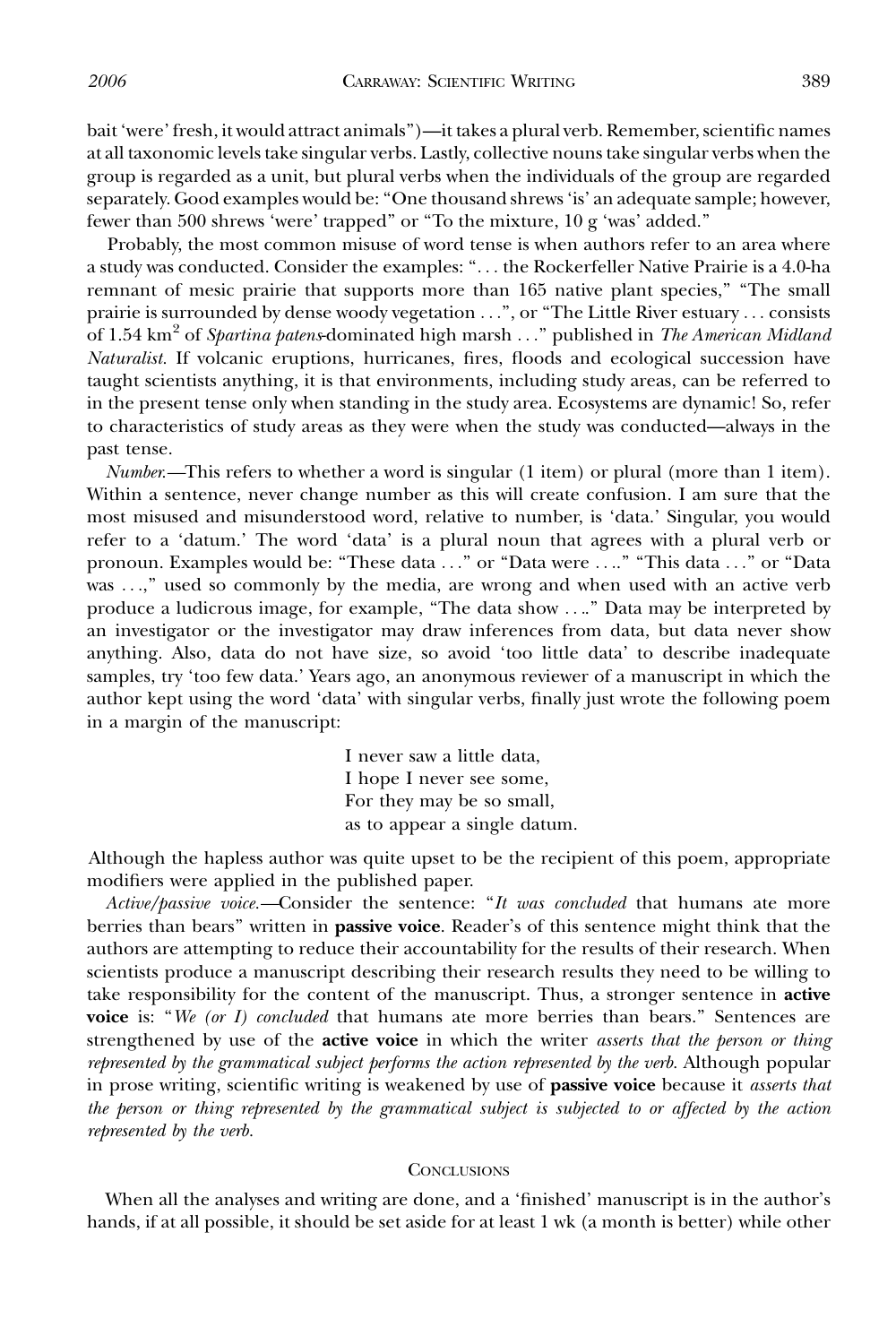bait 'were' fresh, it would attract animals")—it takes a plural verb. Remember, scientific names at all taxonomic levels take singular verbs. Lastly, collective nouns take singular verbs when the group is regarded as a unit, but plural verbs when the individuals of the group are regarded separately. Good examples would be: "One thousand shrews 'is' an adequate sample; however, fewer than 500 shrews 'were' trapped" or "To the mixture, 10 g 'was' added."

Probably, the most common misuse of word tense is when authors refer to an area where a study was conducted. Consider the examples: ". . . the Rockerfeller Native Prairie is a 4.0-ha remnant of mesic prairie that supports more than 165 native plant species," "The small prairie is surrounded by dense woody vegetation . . .", or "The Little River estuary . . . consists of 1.54 $km^2$ of *Spartina patens*-dominated high marsh . . ." published in *The American Midland Naturalist*. If volcanic eruptions, hurricanes, fires, floods and ecological succession have taught scientists anything, it is that environments, including study areas, can be referred to in the present tense only when standing in the study area. Ecosystems are dynamic! So, refer to characteristics of study areas as they were when the study was conducted—always in the past tense.

*Number.*—This refers to whether a word is singular (1 item) or plural (more than 1 item). Within a sentence, never change number as this will create confusion. I am sure that the most misused and misunderstood word, relative to number, is 'data.' Singular, you would refer to a 'datum.' The word 'data' is a plural noun that agrees with a plural verb or pronoun. Examples would be: "These data . . ." or "Data were . . .." "This data . . ." or "Data was . . .," used so commonly by the media, are wrong and when used with an active verb produce a ludicrous image, for example, "The data show . . .." Data may be interpreted by an investigator or the investigator may draw inferences from data, but data never show anything. Also, data do not have size, so avoid 'too little data' to describe inadequate samples, try 'too few data.' Years ago, an anonymous reviewer of a manuscript in which the author kept using the word 'data' with singular verbs, finally just wrote the following poem in a margin of the manuscript:

> I never saw a little data,
> I hope I never see some,
> For they may be so small,
> as to appear a single datum.

Although the hapless author was quite upset to be the recipient of this poem, appropriate modifiers were applied in the published paper.

*Active/passive voice.*—Consider the sentence: "*It was concluded* that humans ate more berries than bears" written in **passive voice**. Reader's of this sentence might think that the authors are attempting to reduce their accountability for the results of their research. When scientists produce a manuscript describing their research results they need to be willing to take responsibility for the content of the manuscript. Thus, a stronger sentence in **active voice** is: "*We (or I) concluded* that humans ate more berries than bears." Sentences are strengthened by use of the **active voice** in which the writer *asserts that the person or thing represented by the grammatical subject performs the action represented by the verb*. Although popular in prose writing, scientific writing is weakened by use of **passive voice** because it *asserts that the person or thing represented by the grammatical subject is subjected to or affected by the action represented by the verb.*

## Conclusions

When all the analyses and writing are done, and a 'finished' manuscript is in the author's hands, if at all possible, it should be set aside for at least 1 wk (a month is better) while other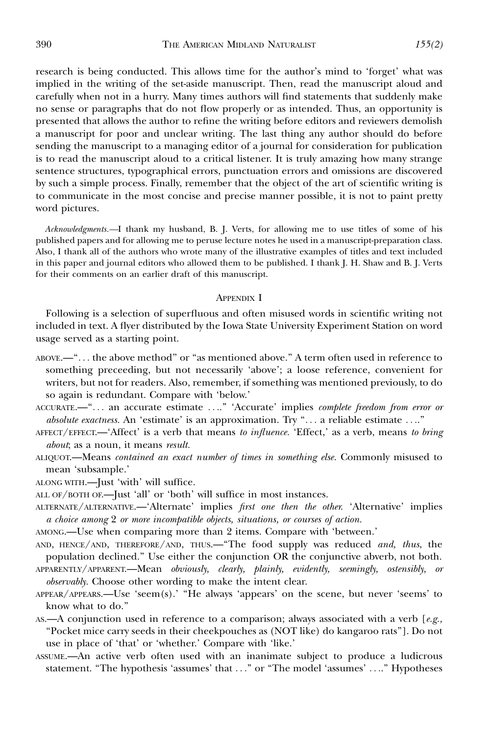research is being conducted. This allows time for the author's mind to 'forget' what was implied in the writing of the set-aside manuscript. Then, read the manuscript aloud and carefully when not in a hurry. Many times authors will find statements that suddenly make no sense or paragraphs that do not flow properly or as intended. Thus, an opportunity is presented that allows the author to refine the writing before editors and reviewers demolish a manuscript for poor and unclear writing. The last thing any author should do before sending the manuscript to a managing editor of a journal for consideration for publication is to read the manuscript aloud to a critical listener. It is truly amazing how many strange sentence structures, typographical errors, punctuation errors and omissions are discovered by such a simple process. Finally, remember that the object of the art of scientific writing is to communicate in the most concise and precise manner possible, it is not to paint pretty word pictures.

*Acknowledgments.*—I thank my husband, B. J. Verts, for allowing me to use titles of some of his published papers and for allowing me to peruse lecture notes he used in a manuscript-preparation class. Also, I thank all of the authors who wrote many of the illustrative examples of titles and text included in this paper and journal editors who allowed them to be published. I thank J. H. Shaw and B. J. Verts for their comments on an earlier draft of this manuscript.

## Appendix I

Following is a selection of superfluous and often misused words in scientific writing not included in text. A flyer distributed by the Iowa State University Experiment Station on word usage served as a starting point.

ABOVE.—"… the above method" or "as mentioned above." A term often used in reference to something preceeding, but not necessarily 'above'; a loose reference, convenient for writers, but not for readers. Also, remember, if something was mentioned previously, to do so again is redundant. Compare with 'below.'

ACCURATE.—"… an accurate estimate …." 'Accurate' implies *complete freedom from error or absolute exactness*. An 'estimate' is an approximation. Try "… a reliable estimate …."

AFFECT/EFFECT.—'Affect' is a verb that means *to influence*. 'Effect,' as a verb, means *to bring about*; as a noun, it means *result*.

ALIQUOT.—Means *contained an exact number of times in something else*. Commonly misused to mean 'subsample.'

ALONG WITH.—Just 'with' will suffice.

ALL OF/BOTH OF.—Just 'all' or 'both' will suffice in most instances.

ALTERNATE/ALTERNATIVE.—'Alternate' implies *first one then the other*. 'Alternative' implies *a choice among* 2 *or more incompatible objects, situations, or courses of action*.

AMONG.—Use when comparing more than 2 items. Compare with 'between.'

AND, HENCE/AND, THEREFORE/AND, THUS.—"The food supply was reduced *and, thus*, the population declined." Use either the conjunction OR the conjunctive abverb, not both.

APPARENTLY/APPARENT.—Mean *obviously, clearly, plainly, evidently, seemingly, ostensibly, or observably*. Choose other wording to make the intent clear.

APPEAR/APPEARS.—Use 'seem(s).' "He always 'appears' on the scene, but never 'seems' to know what to do."

AS.—A conjunction used in reference to a comparison; always associated with a verb [*e.g.*, "Pocket mice carry seeds in their cheekpouches as (NOT like) do kangaroo rats"]. Do not use in place of 'that' or 'whether.' Compare with 'like.'

ASSUME.—An active verb often used with an inanimate subject to produce a ludicrous statement. "The hypothesis 'assumes' that …" or "The model 'assumes' …." Hypotheses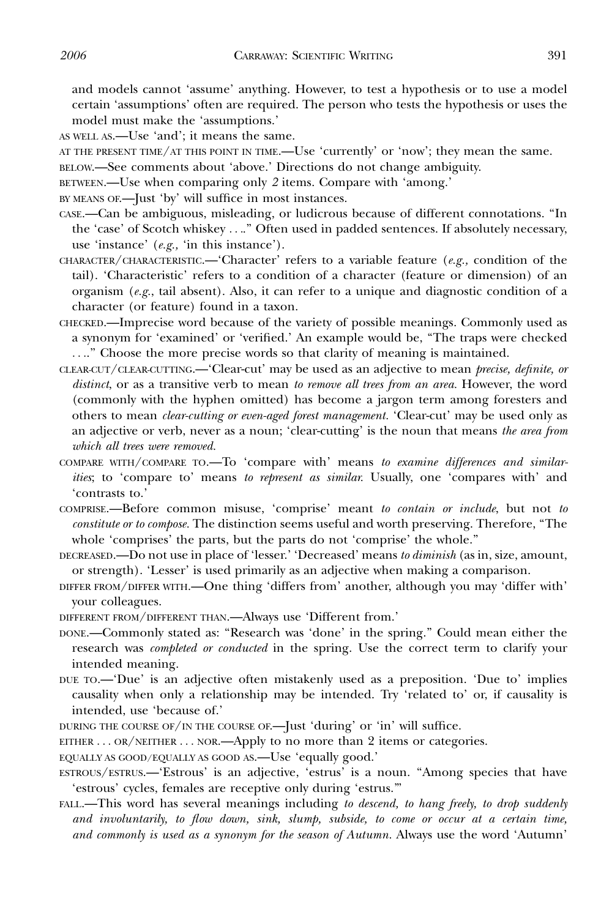and models cannot 'assume' anything. However, to test a hypothesis or to use a model certain 'assumptions' often are required. The person who tests the hypothesis or uses the model must make the 'assumptions.'

AS WELL AS.—Use 'and'; it means the same.

AT THE PRESENT TIME/AT THIS POINT IN TIME.—Use 'currently' or 'now'; they mean the same.

BELOW.—See comments about 'above.' Directions do not change ambiguity.

BETWEEN.—Use when comparing only *2* items. Compare with 'among.'

BY MEANS OF.—Just 'by' will suffice in most instances.

CASE.—Can be ambiguous, misleading, or ludicrous because of different connotations. "In the 'case' of Scotch whiskey . . .." Often used in padded sentences. If absolutely necessary, use 'instance' (*e.g.,* 'in this instance').

CHARACTER/CHARACTERISTIC.—'Character' refers to a variable feature (*e.g.,* condition of the tail). 'Characteristic' refers to a condition of a character (feature or dimension) of an organism (*e.g.*, tail absent). Also, it can refer to a unique and diagnostic condition of a character (or feature) found in a taxon.

CHECKED.—Imprecise word because of the variety of possible meanings. Commonly used as a synonym for 'examined' or 'verified.' An example would be, "The traps were checked . . .." Choose the more precise words so that clarity of meaning is maintained.

CLEAR-CUT/CLEAR-CUTTING.—'Clear-cut' may be used as an adjective to mean *precise, definite, or distinct*, or as a transitive verb to mean *to remove all trees from an area*. However, the word (commonly with the hyphen omitted) has become a jargon term among foresters and others to mean *clear-cutting or even-aged forest management*. 'Clear-cut' may be used only as an adjective or verb, never as a noun; 'clear-cutting' is the noun that means *the area from which all trees were removed*.

COMPARE WITH/COMPARE TO.—To 'compare with' means *to examine differences and similarities*; to 'compare to' means *to represent as similar*. Usually, one 'compares with' and 'contrasts to.'

COMPRISE.—Before common misuse, 'comprise' meant *to contain or include*, but not *to constitute or to compose*. The distinction seems useful and worth preserving. Therefore, "The whole 'comprises' the parts, but the parts do not 'comprise' the whole."

DECREASED.—Do not use in place of 'lesser.' 'Decreased' means *to diminish* (as in, size, amount, or strength). 'Lesser' is used primarily as an adjective when making a comparison.

DIFFER FROM/DIFFER WITH.—One thing 'differs from' another, although you may 'differ with' your colleagues.

DIFFERENT FROM/DIFFERENT THAN.—Always use 'Different from.'

DONE.—Commonly stated as: "Research was 'done' in the spring." Could mean either the research was *completed or conducted* in the spring. Use the correct term to clarify your intended meaning.

DUE TO.—'Due' is an adjective often mistakenly used as a preposition. 'Due to' implies causality when only a relationship may be intended. Try 'related to' or, if causality is intended, use 'because of.'

DURING THE COURSE OF/IN THE COURSE OF.—Just 'during' or 'in' will suffice.

EITHER . . . OR/NEITHER . . . NOR.—Apply to no more than 2 items or categories.

EQUALLY AS GOOD/EQUALLY AS GOOD AS.—Use 'equally good.'

ESTROUS/ESTRUS.—'Estrous' is an adjective, 'estrus' is a noun. "Among species that have 'estrous' cycles, females are receptive only during 'estrus.'"

FALL.—This word has several meanings including *to descend, to hang freely, to drop suddenly and involuntarily, to flow down, sink, slump, subside, to come or occur at a certain time, and commonly is used as a synonym for the season of Autumn*. Always use the word 'Autumn'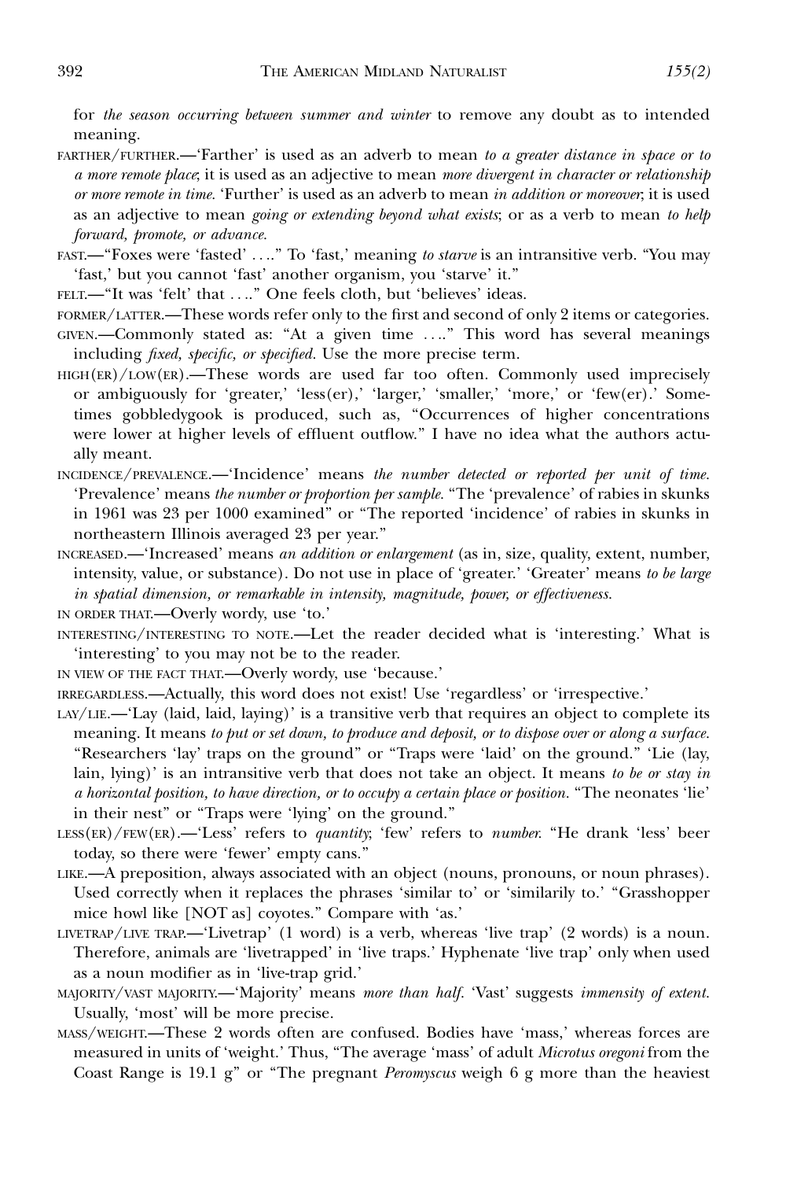for *the season occurring between summer and winter* to remove any doubt as to intended meaning.

FARTHER/FURTHER.—'Farther' is used as an adverb to mean *to a greater distance in space or to a more remote place*; it is used as an adjective to mean *more divergent in character or relationship or more remote in time.* 'Further' is used as an adverb to mean *in addition or moreover*; it is used as an adjective to mean *going or extending beyond what exists*; or as a verb to mean *to help forward, promote, or advance.*

FAST.—"Foxes were 'fasted' …." To 'fast,' meaning *to starve* is an intransitive verb. "You may 'fast,' but you cannot 'fast' another organism, you 'starve' it."

FELT.—"It was 'felt' that …." One feels cloth, but 'believes' ideas.

FORMER/LATTER.—These words refer only to the first and second of only 2 items or categories.

GIVEN.—Commonly stated as: "At a given time …." This word has several meanings including *fixed, specific, or specified.* Use the more precise term.

HIGH(ER)/LOW(ER).—These words are used far too often. Commonly used imprecisely or ambiguously for 'greater,' 'less(er),' 'larger,' 'smaller,' 'more,' or 'few(er).' Sometimes gobbledygook is produced, such as, "Occurrences of higher concentrations were lower at higher levels of effluent outflow." I have no idea what the authors actually meant.

INCIDENCE/PREVALENCE.—'Incidence' means *the number detected or reported per unit of time.* 'Prevalence' means *the number or proportion per sample.* "The 'prevalence' of rabies in skunks in 1961 was 23 per 1000 examined" or "The reported 'incidence' of rabies in skunks in northeastern Illinois averaged 23 per year."

INCREASED.—'Increased' means *an addition or enlargement* (as in, size, quality, extent, number, intensity, value, or substance). Do not use in place of 'greater.' 'Greater' means *to be large in spatial dimension, or remarkable in intensity, magnitude, power, or effectiveness.*

IN ORDER THAT.—Overly wordy, use 'to.'

INTERESTING/INTERESTING TO NOTE.—Let the reader decided what is 'interesting.' What is 'interesting' to you may not be to the reader.

IN VIEW OF THE FACT THAT.—Overly wordy, use 'because.'

IRREGARDLESS.—Actually, this word does not exist! Use 'regardless' or 'irrespective.'

LAY/LIE.—'Lay (laid, laid, laying)' is a transitive verb that requires an object to complete its meaning. It means *to put or set down, to produce and deposit, or to dispose over or along a surface.* "Researchers 'lay' traps on the ground" or "Traps were 'laid' on the ground." 'Lie (lay, lain, lying)' is an intransitive verb that does not take an object. It means *to be or stay in a horizontal position, to have direction, or to occupy a certain place or position.* "The neonates 'lie' in their nest" or "Traps were 'lying' on the ground."

LESS(ER)/FEW(ER).—'Less' refers to *quantity*; 'few' refers to *number.* "He drank 'less' beer today, so there were 'fewer' empty cans."

LIKE.—A preposition, always associated with an object (nouns, pronouns, or noun phrases). Used correctly when it replaces the phrases 'similar to' or 'similarily to.' "Grasshopper mice howl like [NOT as] coyotes." Compare with 'as.'

LIVETRAP/LIVE TRAP.—'Livetrap' (1 word) is a verb, whereas 'live trap' (2 words) is a noun. Therefore, animals are 'livetrapped' in 'live traps.' Hyphenate 'live trap' only when used as a noun modifier as in 'live-trap grid.'

MAJORITY/VAST MAJORITY.—'Majority' means *more than half.* 'Vast' suggests *immensity of extent.* Usually, 'most' will be more precise.

MASS/WEIGHT.—These 2 words often are confused. Bodies have 'mass,' whereas forces are measured in units of 'weight.' Thus, "The average 'mass' of adult *Microtus oregoni* from the Coast Range is 19.1 g" or "The pregnant *Peromyscus* weigh 6 g more than the heaviest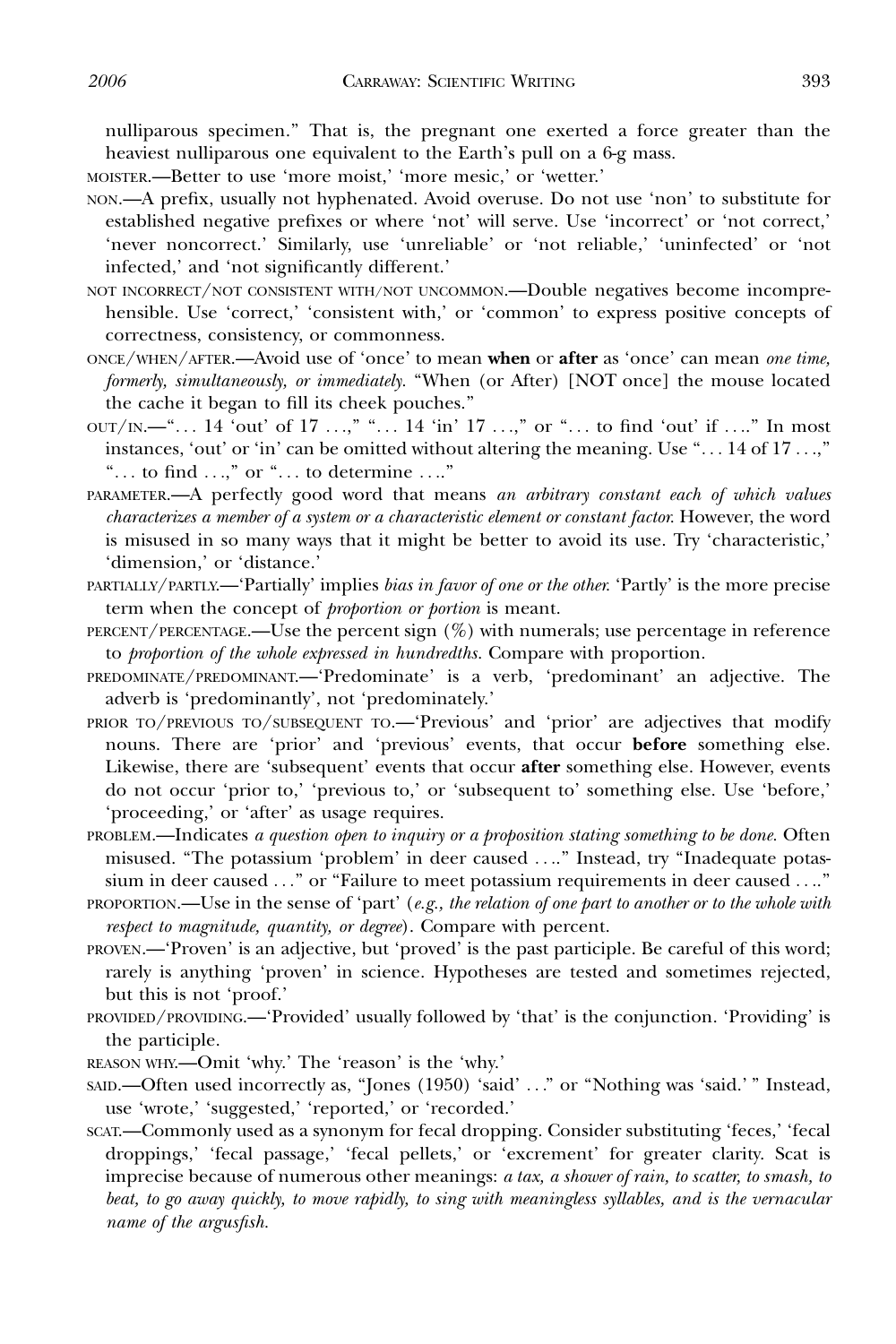nulliparous specimen." That is, the pregnant one exerted a force greater than the heaviest nulliparous one equivalent to the Earth's pull on a 6-g mass.

MOISTER.—Better to use 'more moist,' 'more mesic,' or 'wetter.'

NON.—A prefix, usually not hyphenated. Avoid overuse. Do not use 'non' to substitute for established negative prefixes or where 'not' will serve. Use 'incorrect' or 'not correct,' 'never noncorrect.' Similarly, use 'unreliable' or 'not reliable,' 'uninfected' or 'not infected,' and 'not significantly different.'

NOT INCORRECT/NOT CONSISTENT WITH/NOT UNCOMMON.—Double negatives become incomprehensible. Use 'correct,' 'consistent with,' or 'common' to express positive concepts of correctness, consistency, or commonness.

ONCE/WHEN/AFTER.—Avoid use of 'once' to mean **when** or **after** as 'once' can mean *one time, formerly, simultaneously, or immediately*. "When (or After) [NOT once] the mouse located the cache it began to fill its cheek pouches."

OUT/IN.—"… 14 'out' of 17 …," "… 14 'in' 17 …," or "… to find 'out' if …." In most instances, 'out' or 'in' can be omitted without altering the meaning. Use "… 14 of 17 …," "… to find …," or "… to determine …."

PARAMETER.—A perfectly good word that means *an arbitrary constant each of which values characterizes a member of a system or a characteristic element or constant factor.* However, the word is misused in so many ways that it might be better to avoid its use. Try 'characteristic,' 'dimension,' or 'distance.'

PARTIALLY/PARTLY.—'Partially' implies *bias in favor of one or the other.* 'Partly' is the more precise term when the concept of *proportion or portion* is meant.

PERCENT/PERCENTAGE.—Use the percent sign (%) with numerals; use percentage in reference to *proportion of the whole expressed in hundredths.* Compare with proportion.

PREDOMINATE/PREDOMINANT.—'Predominate' is a verb, 'predominant' an adjective. The adverb is 'predominantly', not 'predominately.'

PRIOR TO/PREVIOUS TO/SUBSEQUENT TO.—'Previous' and 'prior' are adjectives that modify nouns. There are 'prior' and 'previous' events, that occur **before** something else. Likewise, there are 'subsequent' events that occur **after** something else. However, events do not occur 'prior to,' 'previous to,' or 'subsequent to' something else. Use 'before,' 'proceeding,' or 'after' as usage requires.

PROBLEM.—Indicates *a question open to inquiry or a proposition stating something to be done.* Often misused. "The potassium 'problem' in deer caused …." Instead, try "Inadequate potassium in deer caused …" or "Failure to meet potassium requirements in deer caused …."

PROPORTION.—Use in the sense of 'part' (*e.g., the relation of one part to another or to the whole with respect to magnitude, quantity, or degree*). Compare with percent.

PROVEN.—'Proven' is an adjective, but 'proved' is the past participle. Be careful of this word; rarely is anything 'proven' in science. Hypotheses are tested and sometimes rejected, but this is not 'proof.'

PROVIDED/PROVIDING.—'Provided' usually followed by 'that' is the conjunction. 'Providing' is the participle.

REASON WHY.—Omit 'why.' The 'reason' is the 'why.'

SAID.—Often used incorrectly as, "Jones (1950) 'said' …" or "Nothing was 'said.' " Instead, use 'wrote,' 'suggested,' 'reported,' or 'recorded.'

SCAT.—Commonly used as a synonym for fecal dropping. Consider substituting 'feces,' 'fecal droppings,' 'fecal passage,' 'fecal pellets,' or 'excrement' for greater clarity. Scat is imprecise because of numerous other meanings: *a tax, a shower of rain, to scatter, to smash, to beat, to go away quickly, to move rapidly, to sing with meaningless syllables, and is the vernacular name of the argusfish.*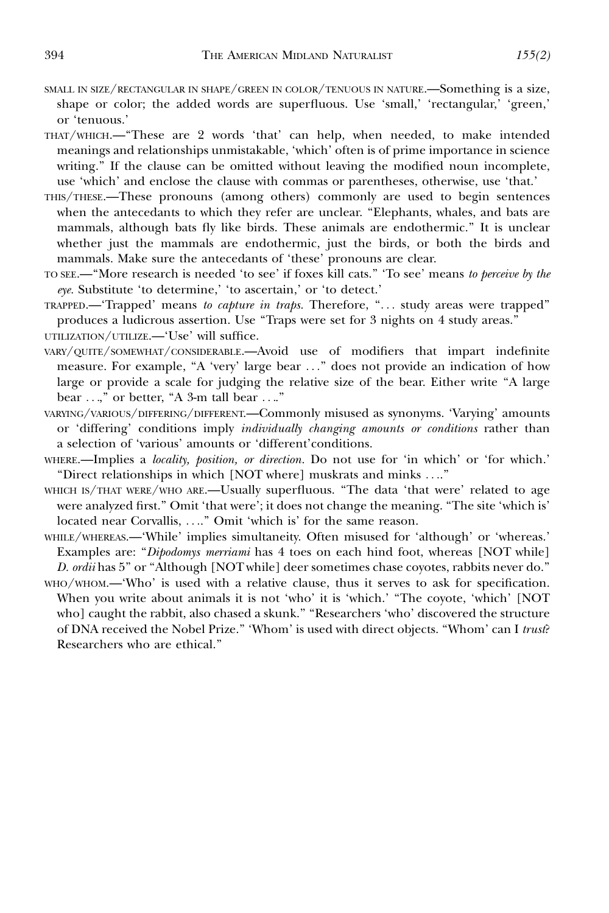SMALL IN SIZE/RECTANGULAR IN SHAPE/GREEN IN COLOR/TENUOUS IN NATURE.—Something is a size, shape or color; the added words are superfluous. Use 'small,' 'rectangular,' 'green,' or 'tenuous.'

THAT/WHICH.—"These are 2 words 'that' can help, when needed, to make intended meanings and relationships unmistakable, 'which' often is of prime importance in science writing." If the clause can be omitted without leaving the modified noun incomplete, use 'which' and enclose the clause with commas or parentheses, otherwise, use 'that.'

THIS/THESE.—These pronouns (among others) commonly are used to begin sentences when the antecedants to which they refer are unclear. "Elephants, whales, and bats are mammals, although bats fly like birds. These animals are endothermic." It is unclear whether just the mammals are endothermic, just the birds, or both the birds and mammals. Make sure the antecedants of 'these' pronouns are clear.

TO SEE.—"More research is needed 'to see' if foxes kill cats." 'To see' means *to perceive by the eye*. Substitute 'to determine,' 'to ascertain,' or 'to detect.'

TRAPPED.—'Trapped' means *to capture in traps*. Therefore, "... study areas were trapped" produces a ludicrous assertion. Use "Traps were set for 3 nights on 4 study areas."

UTILIZATION/UTILIZE.—'Use' will suffice.

VARY/QUITE/SOMEWHAT/CONSIDERABLE.—Avoid use of modifiers that impart indefinite measure. For example, "A 'very' large bear ..." does not provide an indication of how large or provide a scale for judging the relative size of the bear. Either write "A large bear ...," or better, "A 3-m tall bear ...."

VARYING/VARIOUS/DIFFERING/DIFFERENT.—Commonly misused as synonyms. 'Varying' amounts or 'differing' conditions imply *individually changing amounts or conditions* rather than a selection of 'various' amounts or 'different' conditions.

WHERE.—Implies a *locality, position, or direction*. Do not use for 'in which' or 'for which.' "Direct relationships in which [NOT where] muskrats and minks ...."

WHICH IS/THAT WERE/WHO ARE.—Usually superfluous. "The data 'that were' related to age were analyzed first." Omit 'that were'; it does not change the meaning. "The site 'which is' located near Corvallis, ...." Omit 'which is' for the same reason.

WHILE/WHEREAS.—'While' implies simultaneity. Often misused for 'although' or 'whereas.' Examples are: "*Dipodomys merriami* has 4 toes on each hind foot, whereas [NOT while] *D. ordii* has 5" or "Although [NOT while] deer sometimes chase coyotes, rabbits never do."

WHO/WHOM.—'Who' is used with a relative clause, thus it serves to ask for specification. When you write about animals it is not 'who' it is 'which.' "The coyote, 'which' [NOT who] caught the rabbit, also chased a skunk." "Researchers 'who' discovered the structure of DNA received the Nobel Prize." 'Whom' is used with direct objects. "Whom' can I *trust*? Researchers who are ethical."